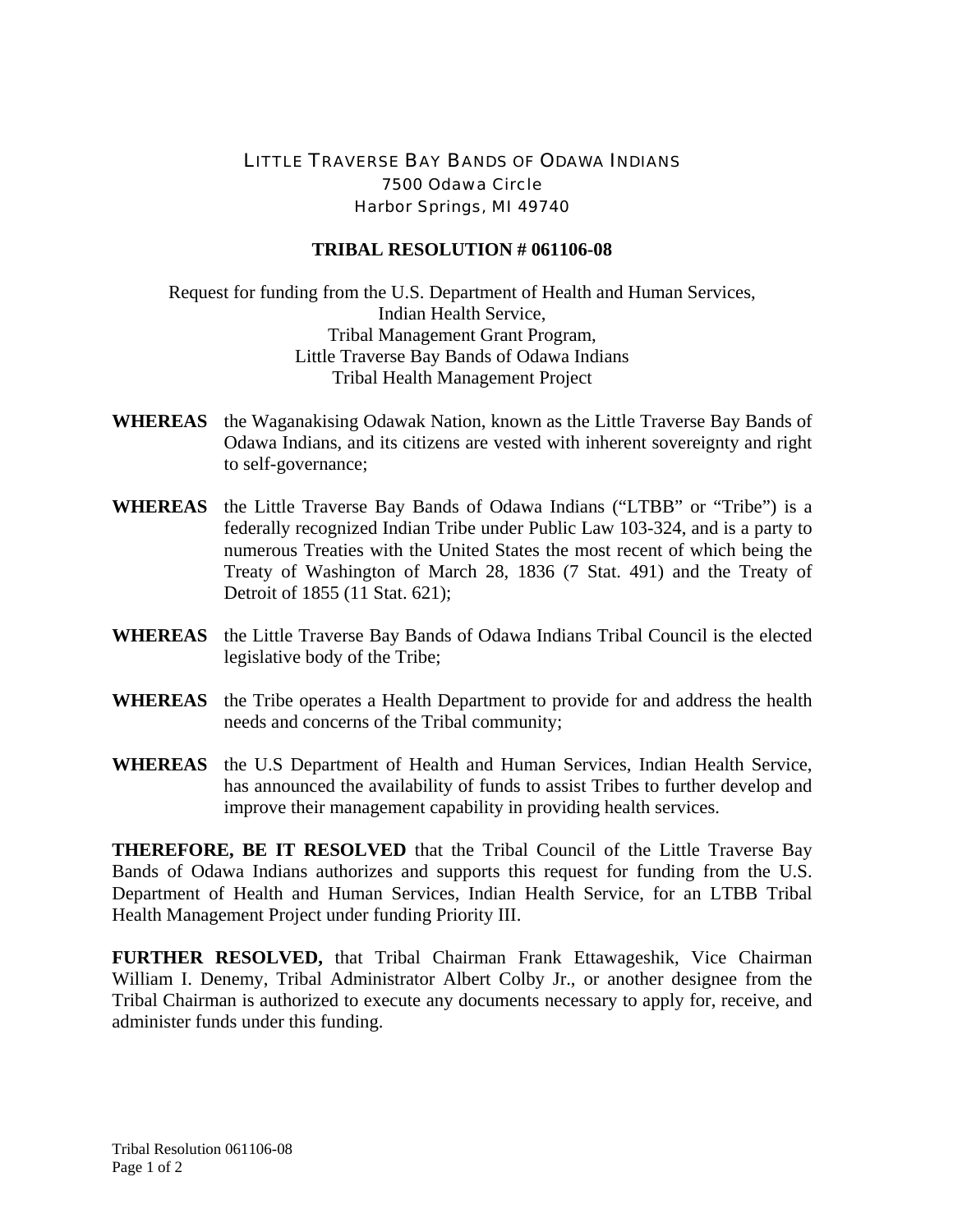LITTLE TRAVERSE BAY BANDS OF ODAWA INDIANS
7500 Odawa Circle
Harbor Springs, MI 49740

**TRIBAL RESOLUTION # 061106-08**

Request for funding from the U.S. Department of Health and Human Services,
Indian Health Service,
Tribal Management Grant Program,
Little Traverse Bay Bands of Odawa Indians
Tribal Health Management Project

**WHEREAS** the Waganakising Odawak Nation, known as the Little Traverse Bay Bands of Odawa Indians, and its citizens are vested with inherent sovereignty and right to self-governance;

**WHEREAS** the Little Traverse Bay Bands of Odawa Indians ("LTBB" or "Tribe") is a federally recognized Indian Tribe under Public Law 103-324, and is a party to numerous Treaties with the United States the most recent of which being the Treaty of Washington of March 28, 1836 (7 Stat. 491) and the Treaty of Detroit of 1855 (11 Stat. 621);

**WHEREAS** the Little Traverse Bay Bands of Odawa Indians Tribal Council is the elected legislative body of the Tribe;

**WHEREAS** the Tribe operates a Health Department to provide for and address the health needs and concerns of the Tribal community;

**WHEREAS** the U.S Department of Health and Human Services, Indian Health Service, has announced the availability of funds to assist Tribes to further develop and improve their management capability in providing health services.

**THEREFORE, BE IT RESOLVED** that the Tribal Council of the Little Traverse Bay Bands of Odawa Indians authorizes and supports this request for funding from the U.S. Department of Health and Human Services, Indian Health Service, for an LTBB Tribal Health Management Project under funding Priority III.

**FURTHER RESOLVED,** that Tribal Chairman Frank Ettawageshik, Vice Chairman William I. Denemy, Tribal Administrator Albert Colby Jr., or another designee from the Tribal Chairman is authorized to execute any documents necessary to apply for, receive, and administer funds under this funding.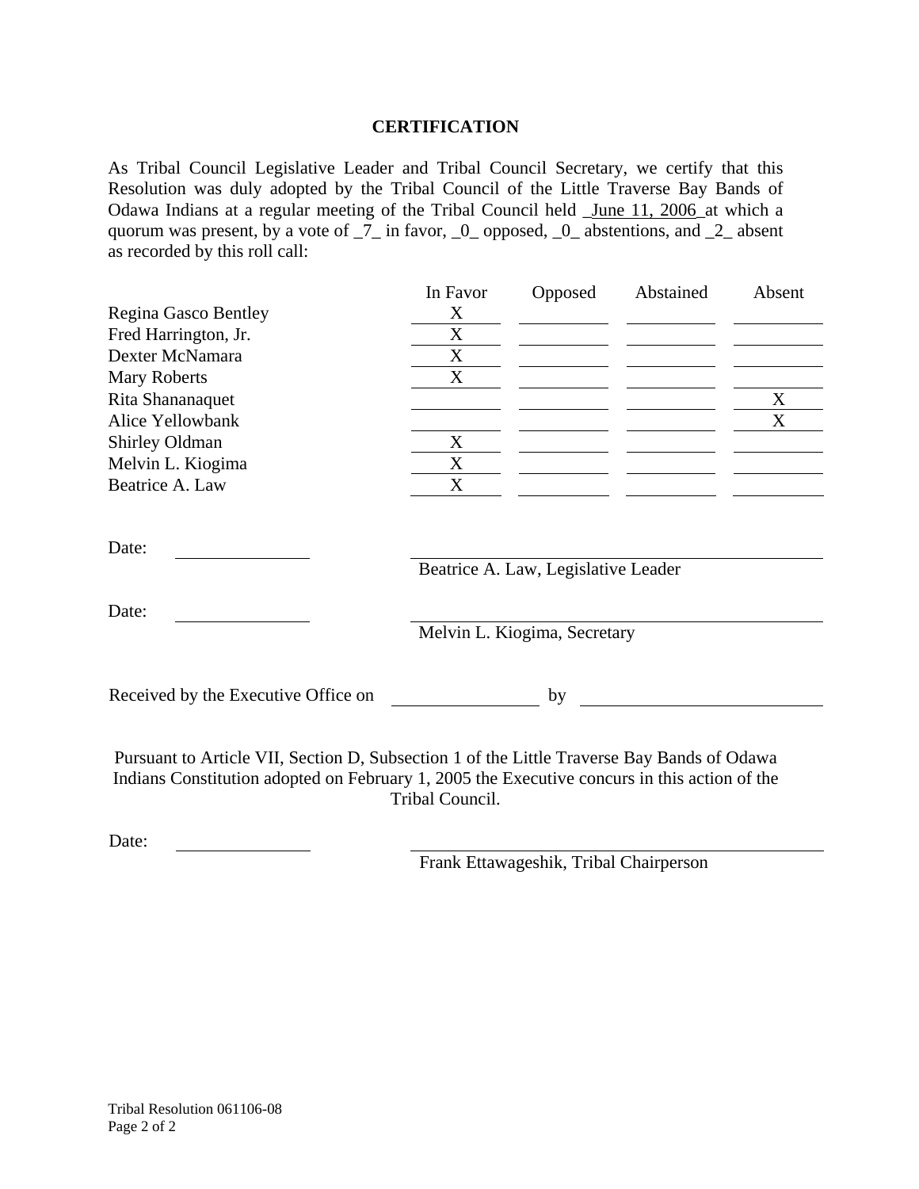## CERTIFICATION

As Tribal Council Legislative Leader and Tribal Council Secretary, we certify that this Resolution was duly adopted by the Tribal Council of the Little Traverse Bay Bands of Odawa Indians at a regular meeting of the Tribal Council held _June 11, 2006_ at which a quorum was present, by a vote of _7_ in favor, _0_ opposed, _0_ abstentions, and _2_ absent as recorded by this roll call:

| | In Favor | Opposed | Abstained | Absent |
|---|---|---|---|---|
| Regina Gasco Bentley | X | | | |
| Fred Harrington, Jr. | X | | | |
| Dexter McNamara | X | | | |
| Mary Roberts | X | | | |
| Rita Shananaquet | | | | X |
| Alice Yellowbank | | | | X |
| Shirley Oldman | X | | | |
| Melvin L. Kiogima | X | | | |
| Beatrice A. Law | X | | | |

Date: ______________ ______________________________
Beatrice A. Law, Legislative Leader

Date: ______________ ______________________________
Melvin L. Kiogima, Secretary

Received by the Executive Office on ______________ by ______________________

Pursuant to Article VII, Section D, Subsection 1 of the Little Traverse Bay Bands of Odawa Indians Constitution adopted on February 1, 2005 the Executive concurs in this action of the Tribal Council.

Date: ______________ ______________________________
Frank Ettawageshik, Tribal Chairperson

Tribal Resolution 061106-08